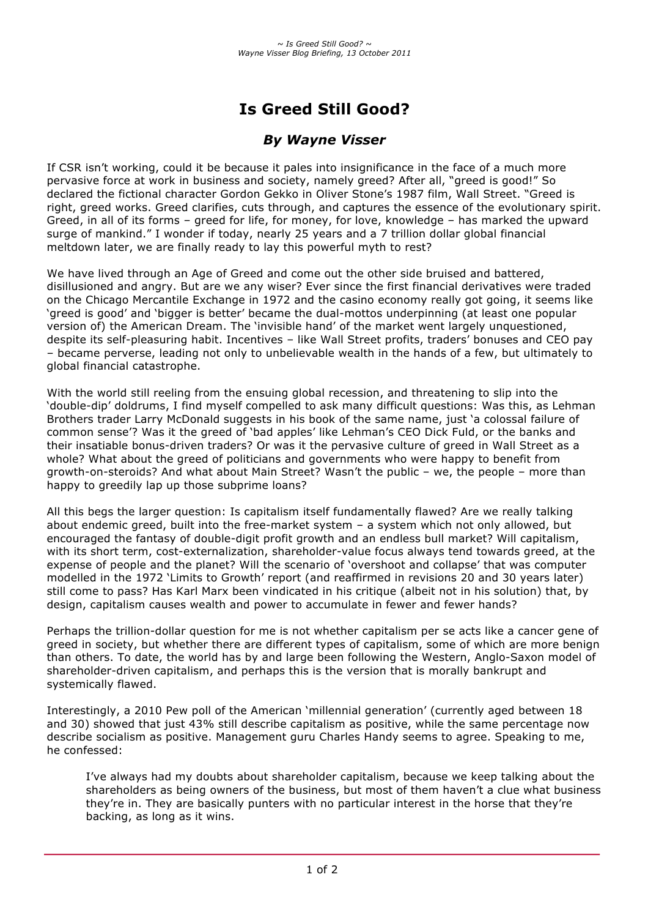# Is Greed Still Good?

## *By Wayne Visser*

If CSR isn't working, could it be because it pales into insignificance in the face of a much more pervasive force at work in business and society, namely greed? After all, "greed is good!" So declared the fictional character Gordon Gekko in Oliver Stone's 1987 film, Wall Street. "Greed is right, greed works. Greed clarifies, cuts through, and captures the essence of the evolutionary spirit. Greed, in all of its forms – greed for life, for money, for love, knowledge – has marked the upward surge of mankind." I wonder if today, nearly 25 years and a 7 trillion dollar global financial meltdown later, we are finally ready to lay this powerful myth to rest?

We have lived through an Age of Greed and come out the other side bruised and battered, disillusioned and angry. But are we any wiser? Ever since the first financial derivatives were traded on the Chicago Mercantile Exchange in 1972 and the casino economy really got going, it seems like 'greed is good' and 'bigger is better' became the dual-mottos underpinning (at least one popular version of) the American Dream. The 'invisible hand' of the market went largely unquestioned, despite its self-pleasuring habit. Incentives – like Wall Street profits, traders' bonuses and CEO pay – became perverse, leading not only to unbelievable wealth in the hands of a few, but ultimately to global financial catastrophe.

With the world still reeling from the ensuing global recession, and threatening to slip into the 'double-dip' doldrums, I find myself compelled to ask many difficult questions: Was this, as Lehman Brothers trader Larry McDonald suggests in his book of the same name, just 'a colossal failure of common sense'? Was it the greed of 'bad apples' like Lehman's CEO Dick Fuld, or the banks and their insatiable bonus-driven traders? Or was it the pervasive culture of greed in Wall Street as a whole? What about the greed of politicians and governments who were happy to benefit from growth-on-steroids? And what about Main Street? Wasn't the public – we, the people – more than happy to greedily lap up those subprime loans?

All this begs the larger question: Is capitalism itself fundamentally flawed? Are we really talking about endemic greed, built into the free-market system – a system which not only allowed, but encouraged the fantasy of double-digit profit growth and an endless bull market? Will capitalism, with its short term, cost-externalization, shareholder-value focus always tend towards greed, at the expense of people and the planet? Will the scenario of 'overshoot and collapse' that was computer modelled in the 1972 'Limits to Growth' report (and reaffirmed in revisions 20 and 30 years later) still come to pass? Has Karl Marx been vindicated in his critique (albeit not in his solution) that, by design, capitalism causes wealth and power to accumulate in fewer and fewer hands?

Perhaps the trillion-dollar question for me is not whether capitalism per se acts like a cancer gene of greed in society, but whether there are different types of capitalism, some of which are more benign than others. To date, the world has by and large been following the Western, Anglo-Saxon model of shareholder-driven capitalism, and perhaps this is the version that is morally bankrupt and systemically flawed.

Interestingly, a 2010 Pew poll of the American 'millennial generation' (currently aged between 18 and 30) showed that just 43% still describe capitalism as positive, while the same percentage now describe socialism as positive. Management guru Charles Handy seems to agree. Speaking to me, he confessed:

> I've always had my doubts about shareholder capitalism, because we keep talking about the shareholders as being owners of the business, but most of them haven't a clue what business they're in. They are basically punters with no particular interest in the horse that they're backing, as long as it wins.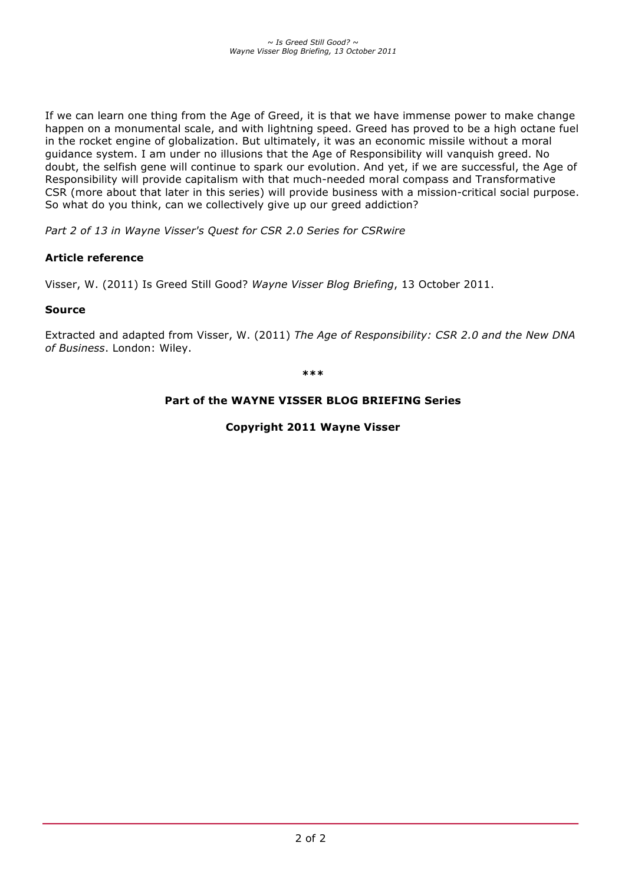If we can learn one thing from the Age of Greed, it is that we have immense power to make change happen on a monumental scale, and with lightning speed. Greed has proved to be a high octane fuel in the rocket engine of globalization. But ultimately, it was an economic missile without a moral guidance system. I am under no illusions that the Age of Responsibility will vanquish greed. No doubt, the selfish gene will continue to spark our evolution. And yet, if we are successful, the Age of Responsibility will provide capitalism with that much-needed moral compass and Transformative CSR (more about that later in this series) will provide business with a mission-critical social purpose. So what do you think, can we collectively give up our greed addiction?

*Part 2 of 13 in Wayne Visser's Quest for CSR 2.0 Series for CSRwire*

**Article reference**

Visser, W. (2011) Is Greed Still Good? *Wayne Visser Blog Briefing*, 13 October 2011.

**Source**

Extracted and adapted from Visser, W. (2011) *The Age of Responsibility: CSR 2.0 and the New DNA of Business*. London: Wiley.

**\*\*\***

**Part of the WAYNE VISSER BLOG BRIEFING Series**

**Copyright 2011 Wayne Visser**